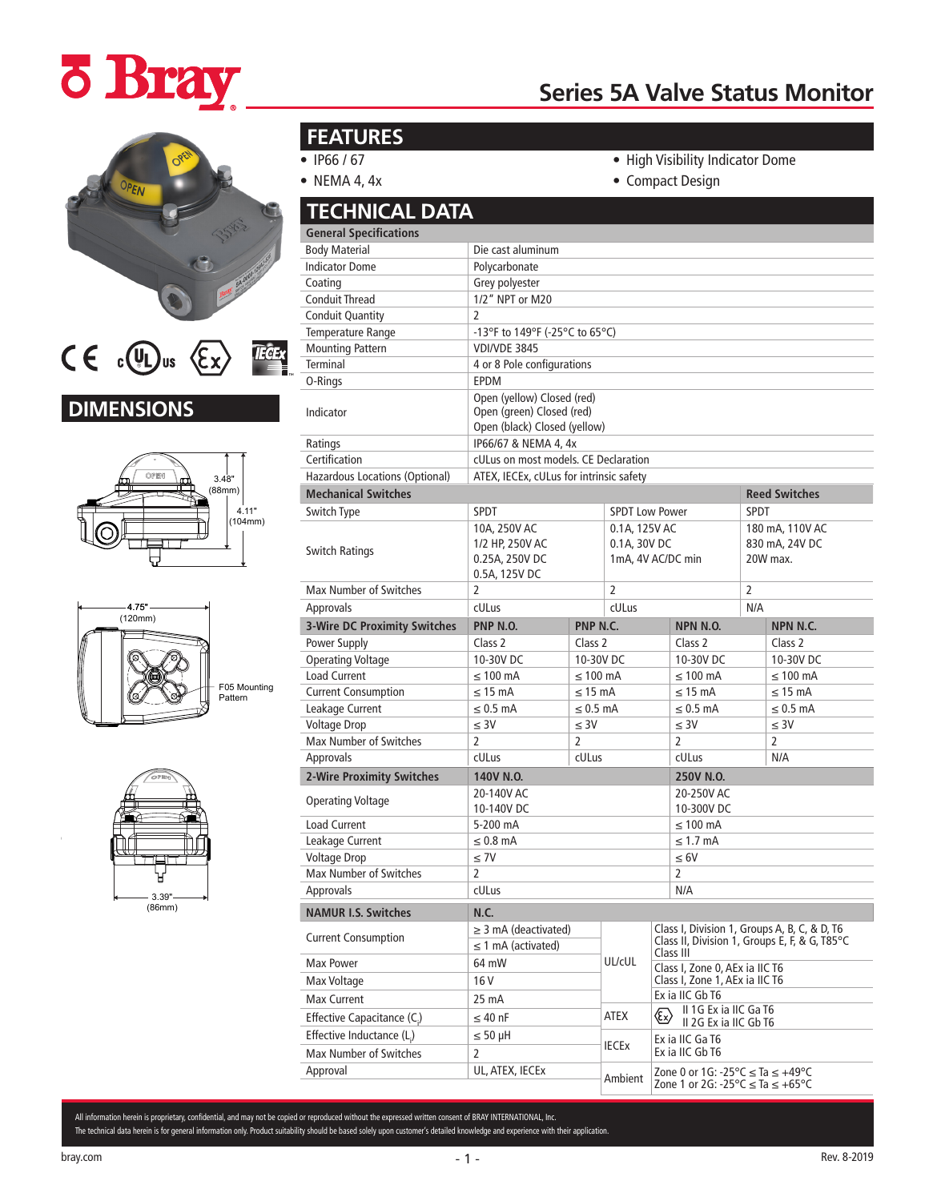# Series 5A Valve Status Monitor

## FEATURES

- IP66 / 67
- NEMA 4, 4x
- High Visibility Indicator Dome
- Compact Design

## DIMENSIONS

3.48" (88mm)
4.11" (104mm)

4.75" (120mm)
F05 Mounting Pattern

3.39" (86mm)

## TECHNICAL DATA

| General Specifications | |
|---|---|
| Body Material | Die cast aluminum |
| Indicator Dome | Polycarbonate |
| Coating | Grey polyester |
| Conduit Thread | 1/2" NPT or M20 |
| Conduit Quantity | 2 |
| Temperature Range | -13°F to 149°F (-25°C to 65°C) |
| Mounting Pattern | VDI/VDE 3845 |
| Terminal | 4 or 8 Pole configurations |
| O-Rings | EPDM |
| Indicator | Open (yellow) Closed (red)<br>Open (green) Closed (red)<br>Open (black) Closed (yellow) |
| Ratings | IP66/67 & NEMA 4, 4x |
| Certification | cULus on most models. CE Declaration |
| Hazardous Locations (Optional) | ATEX, IECEx, cULus for intrinsic safety |

| Mechanical Switches | | | Reed Switches |
|---|---|---|---|
| Switch Type | SPDT | SPDT Low Power | SPDT |
| Switch Ratings | 10A, 250V AC<br>1/2 HP, 250V AC<br>0.25A, 250V DC<br>0.5A, 125V DC | 0.1A, 125V AC<br>0.1A, 30V DC<br>1mA, 4V AC/DC min | 180 mA, 110V AC<br>830 mA, 24V DC<br>20W max. |
| Max Number of Switches | 2 | 2 | 2 |
| Approvals | cULus | cULus | N/A |

| 3-Wire DC Proximity Switches | PNP N.O. | PNP N.C. | NPN N.O. | NPN N.C. |
|---|---|---|---|---|
| Power Supply | Class 2 | Class 2 | Class 2 | Class 2 |
| Operating Voltage | 10-30V DC | 10-30V DC | 10-30V DC | 10-30V DC |
| Load Current | ≤ 100 mA | ≤ 100 mA | ≤ 100 mA | ≤ 100 mA |
| Current Consumption | ≤ 15 mA | ≤ 15 mA | ≤ 15 mA | ≤ 15 mA |
| Leakage Current | ≤ 0.5 mA | ≤ 0.5 mA | ≤ 0.5 mA | ≤ 0.5 mA |
| Voltage Drop | ≤ 3V | ≤ 3V | ≤ 3V | ≤ 3V |
| Max Number of Switches | 2 | 2 | 2 | 2 |
| Approvals | cULus | cULus | cULus | N/A |

| 2-Wire Proximity Switches | 140V N.O. | 250V N.O. |
|---|---|---|
| Operating Voltage | 20-140V AC<br>10-140V DC | 20-250V AC<br>10-300V DC |
| Load Current | 5-200 mA | ≤ 100 mA |
| Leakage Current | ≤ 0.8 mA | ≤ 1.7 mA |
| Voltage Drop | ≤ 7V | ≤ 6V |
| Max Number of Switches | 2 | 2 |
| Approvals | cULus | N/A |

| NAMUR I.S. Switches | N.C. | | |
|---|---|---|---|
| Current Consumption | ≥ 3 mA (deactivated)<br>≤ 1 mA (activated) | UL/cUL | Class I, Division 1, Groups A, B, C, & D, T6<br>Class II, Division 1, Groups E, F, & G, T85°C<br>Class III |
| Max Power | 64 mW | UL/cUL | Class I, Zone 0, AEx ia IIC T6<br>Class I, Zone 1, AEx ia IIC T6 |
| Max Voltage | 16 V | UL/cUL | |
| Max Current | 25 mA | UL/cUL | Ex ia IIC Gb T6 |
| Effective Capacitance ($C_i$) | ≤ 40 nF | ATEX | Ex II 1G Ex ia IIC Ga T6<br>II 2G Ex ia IIC Gb T6 |
| Effective Inductance ($L_i$) | ≤ 50 µH | IECEx | Ex ia IIC Ga T6<br>Ex ia IIC Gb T6 |
| Max Number of Switches | 2 | IECEx | |
| Approval | UL, ATEX, IECEx | Ambient | Zone 0 or 1G: -25°C ≤ Ta ≤ +49°C<br>Zone 1 or 2G: -25°C ≤ Ta ≤ +65°C |

All information herein is proprietary, confidential, and may not be copied or reproduced without the expressed written consent of BRAY INTERNATIONAL, Inc.
The technical data herein is for general information only. Product suitability should be based solely upon customer's detailed knowledge and experience with their application.

bray.com

Rev. 8-2019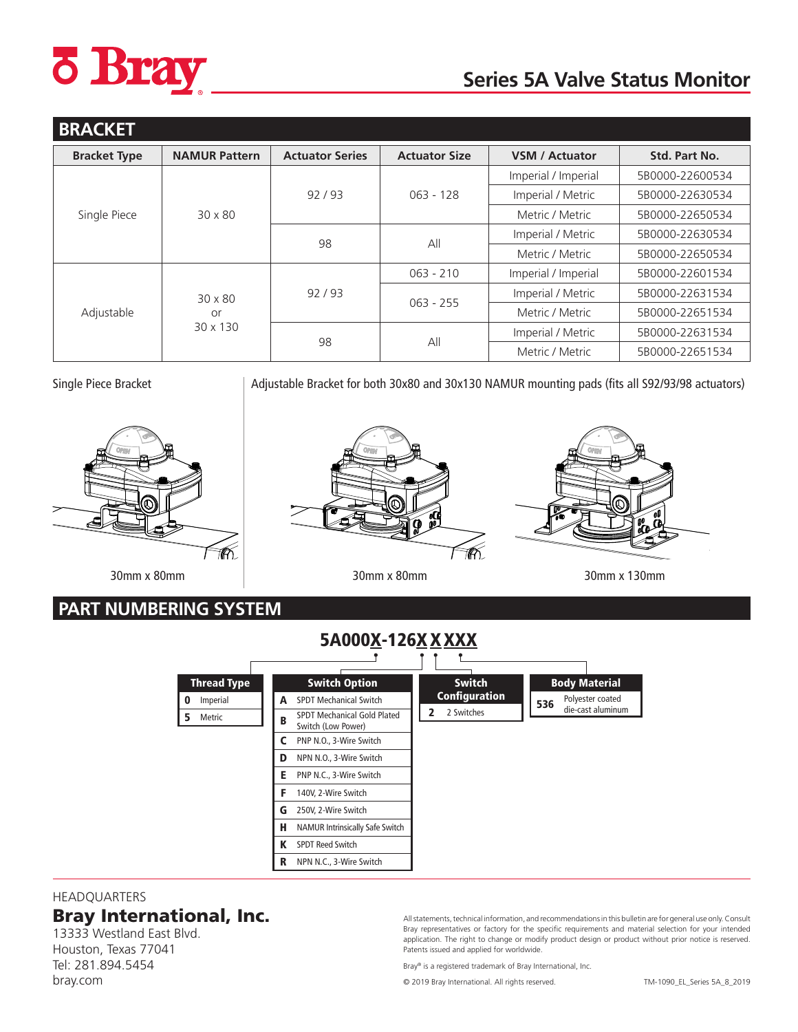## BRACKET

| Bracket Type | NAMUR Pattern | Actuator Series | Actuator Size | VSM / Actuator | Std. Part No. |
|---|---|---|---|---|---|
| Single Piece | 30 x 80 | 92 / 93 | 063 - 128 | Imperial / Imperial | 5B0000-22600534 |
| | | | | Imperial / Metric | 5B0000-22630534 |
| | | | | Metric / Metric | 5B0000-22650534 |
| | | 98 | All | Imperial / Metric | 5B0000-22630534 |
| | | | | Metric / Metric | 5B0000-22650534 |
| Adjustable | 30 x 80 or 30 x 130 | 92 / 93 | 063 - 210 | Imperial / Imperial | 5B0000-22601534 |
| | | | 063 - 255 | Imperial / Metric | 5B0000-22631534 |
| | | | | Metric / Metric | 5B0000-22651534 |
| | | 98 | All | Imperial / Metric | 5B0000-22631534 |
| | | | | Metric / Metric | 5B0000-22651534 |

Single Piece Bracket

30mm x 80mm

Adjustable Bracket for both 30x80 and 30x130 NAMUR mounting pads (fits all S92/93/98 actuators)

30mm x 80mm

30mm x 130mm

## PART NUMBERING SYSTEM

**5A000X-126X X XXX**

**Thread Type**

| | |
|---|---|
| 0 | Imperial |
| 5 | Metric |

**Switch Option**

| | |
|---|---|
| A | SPDT Mechanical Switch |
| B | SPDT Mechanical Gold Plated Switch (Low Power) |
| C | PNP N.O., 3-Wire Switch |
| D | NPN N.O., 3-Wire Switch |
| E | PNP N.C., 3-Wire Switch |
| F | 140V, 2-Wire Switch |
| G | 250V, 2-Wire Switch |
| H | NAMUR Intrinsically Safe Switch |
| K | SPDT Reed Switch |
| R | NPN N.C., 3-Wire Switch |

**Switch Configuration**

| | |
|---|---|
| 2 | 2 Switches |

**Body Material**

| | |
|---|---|
| 536 | Polyester coated die-cast aluminum |

HEADQUARTERS
**Bray International, Inc.**
13333 Westland East Blvd.
Houston, Texas 77041
Tel: 281.894.5454
bray.com

All statements, technical information, and recommendations in this bulletin are for general use only. Consult Bray representatives or factory for the specific requirements and material selection for your intended application. The right to change or modify product design or product without prior notice is reserved. Patents issued and applied for worldwide.

Bray® is a registered trademark of Bray International, Inc.

© 2019 Bray International. All rights reserved.

TM-1090_EL_Series 5A_8_2019